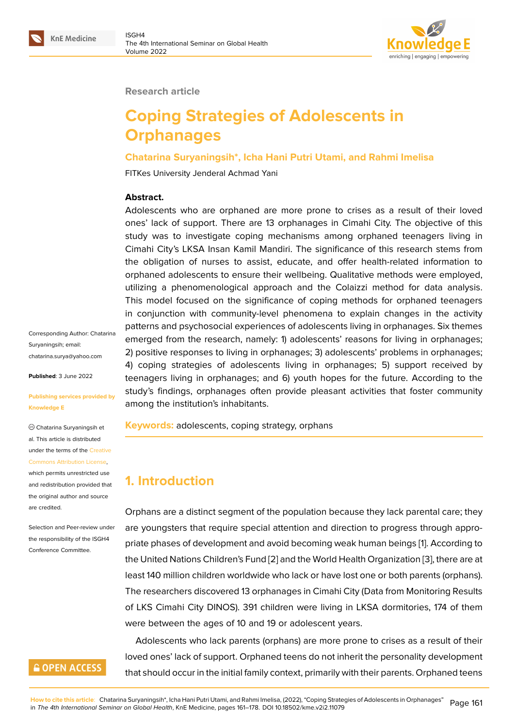Research article

# Coping Strategies of Adolescents in Orphanages

**Chatarina Suryaningsih*, Icha Hani Putri Utami, and Rahmi Imelisa**

FITKes University Jenderal Achmad Yani

**Abstract.**

Adolescents who are orphaned are more prone to crises as a result of their loved ones' lack of support. There are 13 orphanages in Cimahi City. The objective of this study was to investigate coping mechanisms among orphaned teenagers living in Cimahi City's LKSA Insan Kamil Mandiri. The significance of this research stems from the obligation of nurses to assist, educate, and offer health-related information to orphaned adolescents to ensure their wellbeing. Qualitative methods were employed, utilizing a phenomenological approach and the Colaizzi method for data analysis. This model focused on the significance of coping methods for orphaned teenagers in conjunction with community-level phenomena to explain changes in the activity patterns and psychosocial experiences of adolescents living in orphanages. Six themes emerged from the research, namely: 1) adolescents' reasons for living in orphanages; 2) positive responses to living in orphanages; 3) adolescents' problems in orphanages; 4) coping strategies of adolescents living in orphanages; 5) support received by teenagers living in orphanages; and 6) youth hopes for the future. According to the study's findings, orphanages often provide pleasant activities that foster community among the institution's inhabitants.

**Keywords:** adolescents, coping strategy, orphans

Corresponding Author: Chatarina Suryaningsih; email: chatarina.surya@yahoo.com

**Published**: 3 June 2022

**Publishing services provided by Knowledge E**

© Chatarina Suryaningsih et al. This article is distributed under the terms of the Creative Commons Attribution License, which permits unrestricted use and redistribution provided that the original author and source are credited.

Selection and Peer-review under the responsibility of the ISGH4 Conference Committee.

## 1. Introduction

Orphans are a distinct segment of the population because they lack parental care; they are youngsters that require special attention and direction to progress through appropriate phases of development and avoid becoming weak human beings [1]. According to the United Nations Children's Fund [2] and the World Health Organization [3], there are at least 140 million children worldwide who lack or have lost one or both parents (orphans). The researchers discovered 13 orphanages in Cimahi City (Data from Monitoring Results of LKS Cimahi City DINOS). 391 children were living in LKSA dormitories, 174 of them were between the ages of 10 and 19 or adolescent years.

Adolescents who lack parents (orphans) are more prone to crises as a result of their loved ones' lack of support. Orphaned teens do not inherit the personality development that should occur in the initial family context, primarily with their parents. Orphaned teens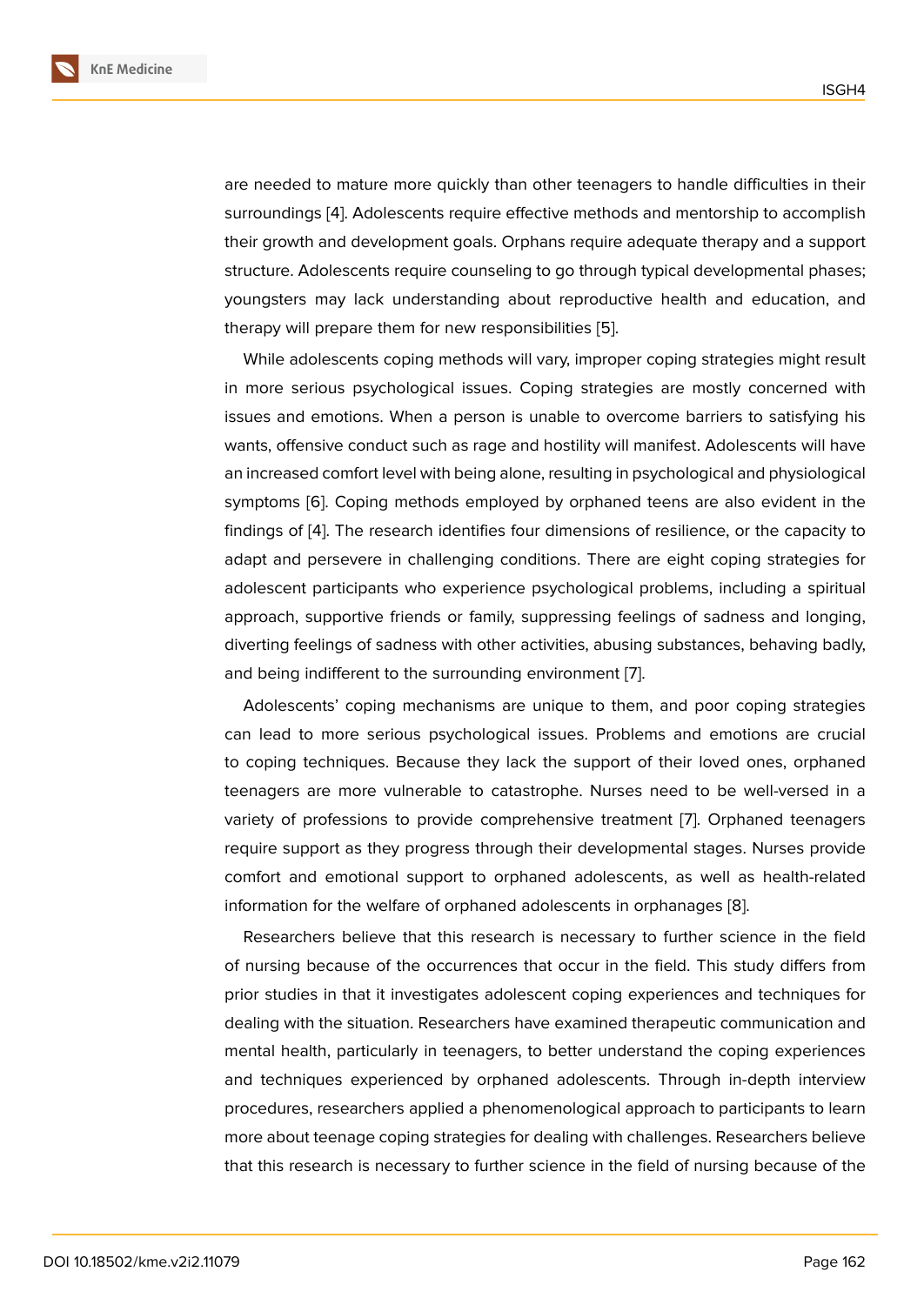are needed to mature more quickly than other teenagers to handle difficulties in their surroundings [4]. Adolescents require effective methods and mentorship to accomplish their growth and development goals. Orphans require adequate therapy and a support structure. Adolescents require counseling to go through typical developmental phases; youngsters may lack understanding about reproductive health and education, and therapy will prepare them for new responsibilities [5].

While adolescents coping methods will vary, improper coping strategies might result in more serious psychological issues. Coping strategies are mostly concerned with issues and emotions. When a person is unable to overcome barriers to satisfying his wants, offensive conduct such as rage and hostility will manifest. Adolescents will have an increased comfort level with being alone, resulting in psychological and physiological symptoms [6]. Coping methods employed by orphaned teens are also evident in the findings of [4]. The research identifies four dimensions of resilience, or the capacity to adapt and persevere in challenging conditions. There are eight coping strategies for adolescent participants who experience psychological problems, including a spiritual approach, supportive friends or family, suppressing feelings of sadness and longing, diverting feelings of sadness with other activities, abusing substances, behaving badly, and being indifferent to the surrounding environment [7].

Adolescents' coping mechanisms are unique to them, and poor coping strategies can lead to more serious psychological issues. Problems and emotions are crucial to coping techniques. Because they lack the support of their loved ones, orphaned teenagers are more vulnerable to catastrophe. Nurses need to be well-versed in a variety of professions to provide comprehensive treatment [7]. Orphaned teenagers require support as they progress through their developmental stages. Nurses provide comfort and emotional support to orphaned adolescents, as well as health-related information for the welfare of orphaned adolescents in orphanages [8].

Researchers believe that this research is necessary to further science in the field of nursing because of the occurrences that occur in the field. This study differs from prior studies in that it investigates adolescent coping experiences and techniques for dealing with the situation. Researchers have examined therapeutic communication and mental health, particularly in teenagers, to better understand the coping experiences and techniques experienced by orphaned adolescents. Through in-depth interview procedures, researchers applied a phenomenological approach to participants to learn more about teenage coping strategies for dealing with challenges. Researchers believe that this research is necessary to further science in the field of nursing because of the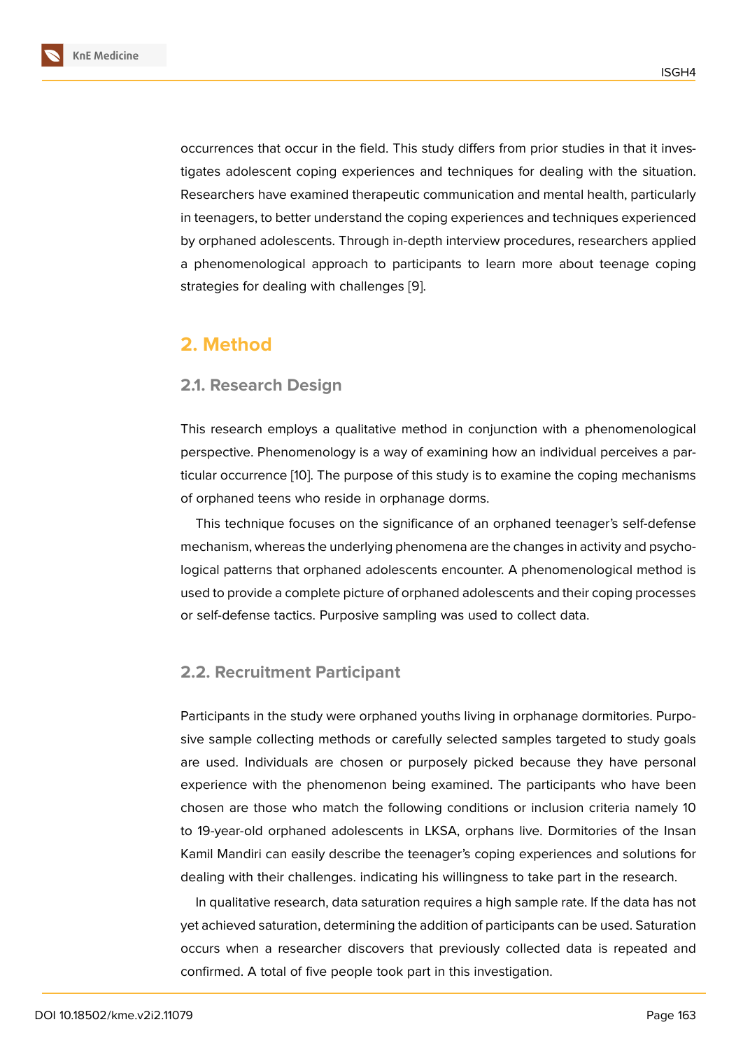occurrences that occur in the field. This study differs from prior studies in that it investigates adolescent coping experiences and techniques for dealing with the situation. Researchers have examined therapeutic communication and mental health, particularly in teenagers, to better understand the coping experiences and techniques experienced by orphaned adolescents. Through in-depth interview procedures, researchers applied a phenomenological approach to participants to learn more about teenage coping strategies for dealing with challenges [9].

## 2. Method

### 2.1. Research Design

This research employs a qualitative method in conjunction with a phenomenological perspective. Phenomenology is a way of examining how an individual perceives a particular occurrence [10]. The purpose of this study is to examine the coping mechanisms of orphaned teens who reside in orphanage dorms.

This technique focuses on the significance of an orphaned teenager's self-defense mechanism, whereas the underlying phenomena are the changes in activity and psychological patterns that orphaned adolescents encounter. A phenomenological method is used to provide a complete picture of orphaned adolescents and their coping processes or self-defense tactics. Purposive sampling was used to collect data.

### 2.2. Recruitment Participant

Participants in the study were orphaned youths living in orphanage dormitories. Purposive sample collecting methods or carefully selected samples targeted to study goals are used. Individuals are chosen or purposely picked because they have personal experience with the phenomenon being examined. The participants who have been chosen are those who match the following conditions or inclusion criteria namely 10 to 19-year-old orphaned adolescents in LKSA, orphans live. Dormitories of the Insan Kamil Mandiri can easily describe the teenager's coping experiences and solutions for dealing with their challenges. indicating his willingness to take part in the research.

In qualitative research, data saturation requires a high sample rate. If the data has not yet achieved saturation, determining the addition of participants can be used. Saturation occurs when a researcher discovers that previously collected data is repeated and confirmed. A total of five people took part in this investigation.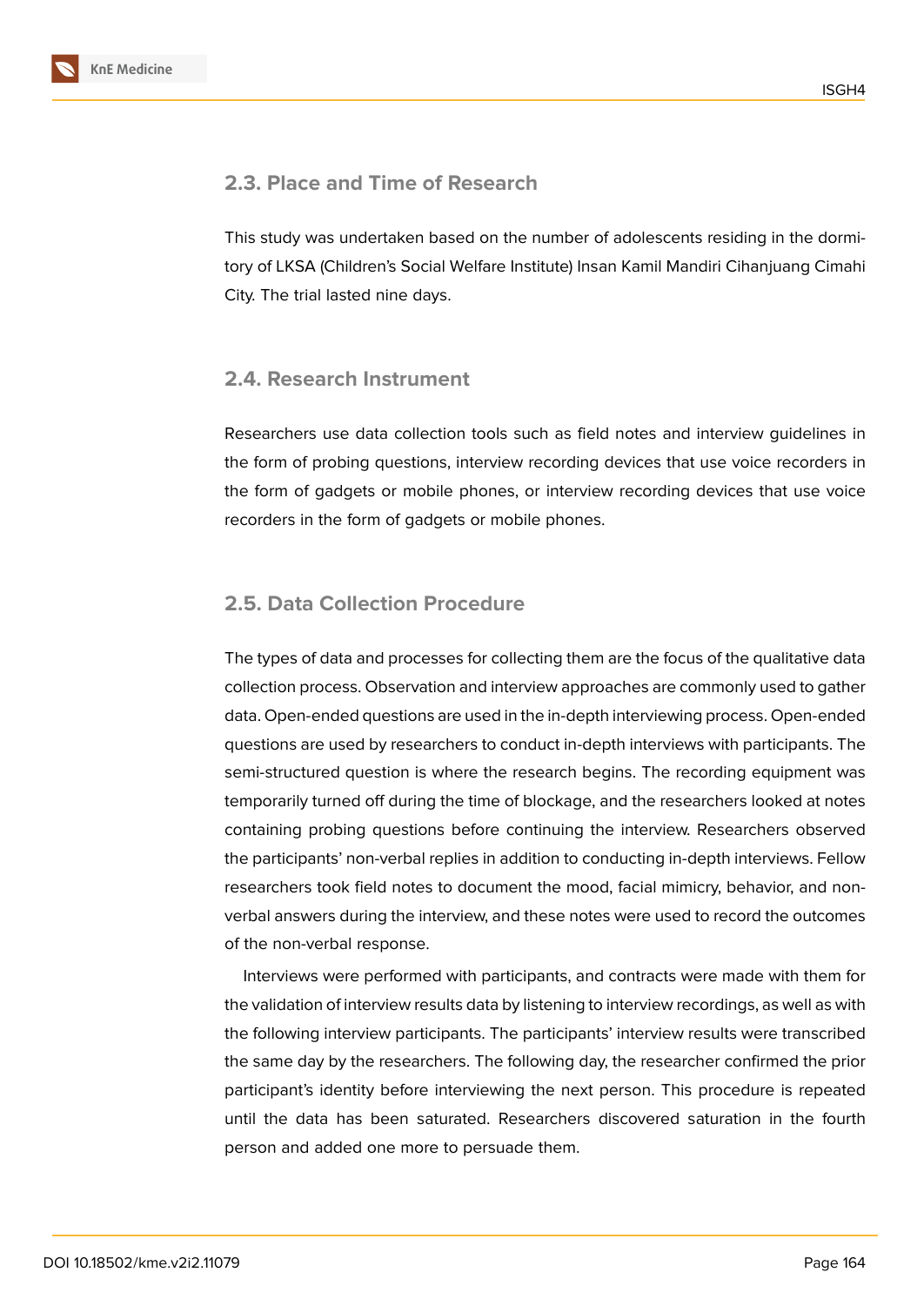## 2.3. Place and Time of Research

This study was undertaken based on the number of adolescents residing in the dormitory of LKSA (Children's Social Welfare Institute) Insan Kamil Mandiri Cihanjuang Cimahi City. The trial lasted nine days.

## 2.4. Research Instrument

Researchers use data collection tools such as field notes and interview guidelines in the form of probing questions, interview recording devices that use voice recorders in the form of gadgets or mobile phones, or interview recording devices that use voice recorders in the form of gadgets or mobile phones.

## 2.5. Data Collection Procedure

The types of data and processes for collecting them are the focus of the qualitative data collection process. Observation and interview approaches are commonly used to gather data. Open-ended questions are used in the in-depth interviewing process. Open-ended questions are used by researchers to conduct in-depth interviews with participants. The semi-structured question is where the research begins. The recording equipment was temporarily turned off during the time of blockage, and the researchers looked at notes containing probing questions before continuing the interview. Researchers observed the participants' non-verbal replies in addition to conducting in-depth interviews. Fellow researchers took field notes to document the mood, facial mimicry, behavior, and non-verbal answers during the interview, and these notes were used to record the outcomes of the non-verbal response.

Interviews were performed with participants, and contracts were made with them for the validation of interview results data by listening to interview recordings, as well as with the following interview participants. The participants' interview results were transcribed the same day by the researchers. The following day, the researcher confirmed the prior participant's identity before interviewing the next person. This procedure is repeated until the data has been saturated. Researchers discovered saturation in the fourth person and added one more to persuade them.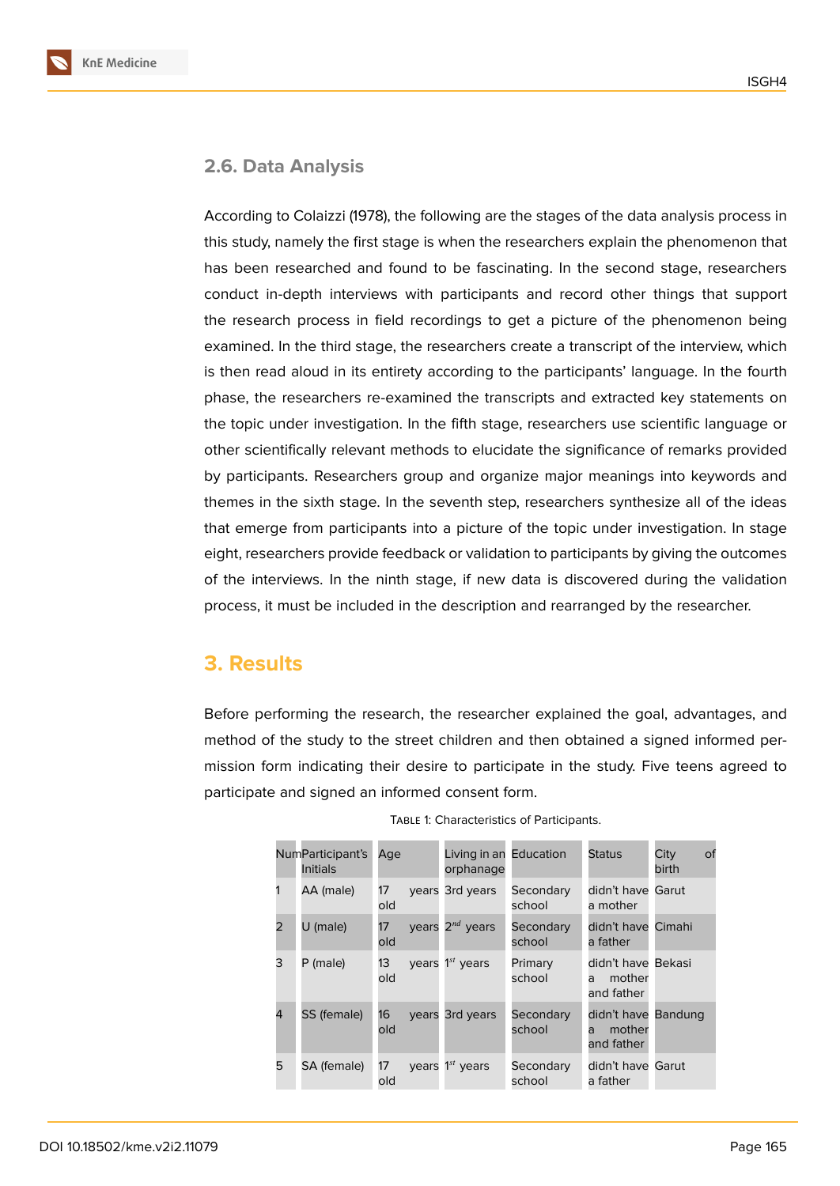### 2.6. Data Analysis

According to Colaizzi (1978), the following are the stages of the data analysis process in this study, namely the first stage is when the researchers explain the phenomenon that has been researched and found to be fascinating. In the second stage, researchers conduct in-depth interviews with participants and record other things that support the research process in field recordings to get a picture of the phenomenon being examined. In the third stage, the researchers create a transcript of the interview, which is then read aloud in its entirety according to the participants' language. In the fourth phase, the researchers re-examined the transcripts and extracted key statements on the topic under investigation. In the fifth stage, researchers use scientific language or other scientifically relevant methods to elucidate the significance of remarks provided by participants. Researchers group and organize major meanings into keywords and themes in the sixth stage. In the seventh step, researchers synthesize all of the ideas that emerge from participants into a picture of the topic under investigation. In stage eight, researchers provide feedback or validation to participants by giving the outcomes of the interviews. In the ninth stage, if new data is discovered during the validation process, it must be included in the description and rearranged by the researcher.

## 3. Results

Before performing the research, the researcher explained the goal, advantages, and method of the study to the street children and then obtained a signed informed permission form indicating their desire to participate in the study. Five teens agreed to participate and signed an informed consent form.

TABLE 1: Characteristics of Participants.

| Num | Participant's Initials | Age | Living in an orphanage | Education | Status | City of birth |
|---|---|---|---|---|---|---|
| 1 | AA (male) | 17 years old | 3rd years | Secondary school | didn't have a mother | Garut |
| 2 | U (male) | 17 years old | 2nd years | Secondary school | didn't have a father | Cimahi |
| 3 | P (male) | 13 years old | 1st years | Primary school | didn't have a mother and father | Bekasi |
| 4 | SS (female) | 16 years old | 3rd years | Secondary school | didn't have a mother and father | Bandung |
| 5 | SA (female) | 17 years old | 1st years | Secondary school | didn't have a father | Garut |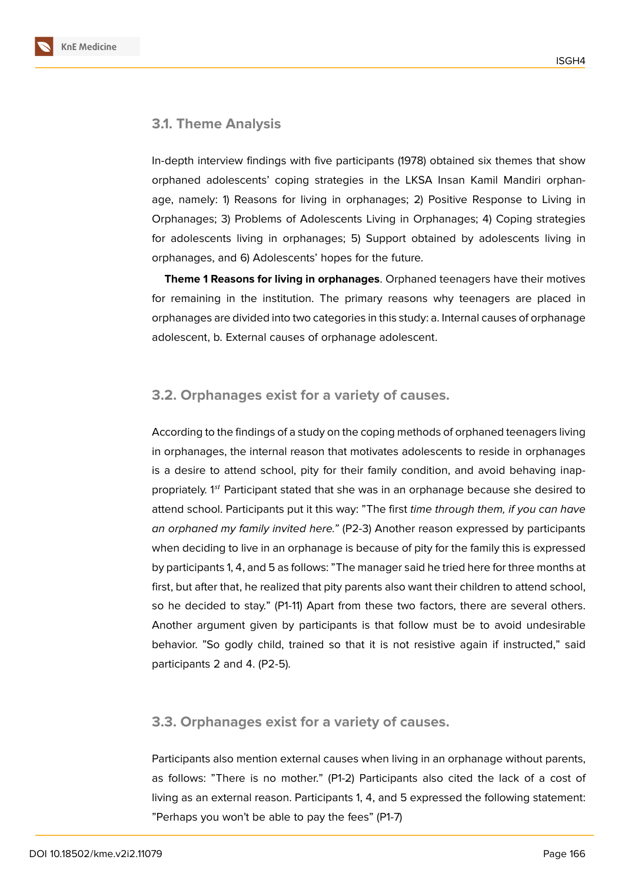## 3.1. Theme Analysis

In-depth interview findings with five participants (1978) obtained six themes that show orphaned adolescents' coping strategies in the LKSA Insan Kamil Mandiri orphanage, namely: 1) Reasons for living in orphanages; 2) Positive Response to Living in Orphanages; 3) Problems of Adolescents Living in Orphanages; 4) Coping strategies for adolescents living in orphanages; 5) Support obtained by adolescents living in orphanages, and 6) Adolescents' hopes for the future.

**Theme 1 Reasons for living in orphanages**. Orphaned teenagers have their motives for remaining in the institution. The primary reasons why teenagers are placed in orphanages are divided into two categories in this study: a. Internal causes of orphanage adolescent, b. External causes of orphanage adolescent.

## 3.2. Orphanages exist for a variety of causes.

According to the findings of a study on the coping methods of orphaned teenagers living in orphanages, the internal reason that motivates adolescents to reside in orphanages is a desire to attend school, pity for their family condition, and avoid behaving inappropriately. 1$^{st}$ Participant stated that she was in an orphanage because she desired to attend school. Participants put it this way: "The first *time through them, if you can have an orphaned my family invited here."* (P2-3) Another reason expressed by participants when deciding to live in an orphanage is because of pity for the family this is expressed by participants 1, 4, and 5 as follows: "The manager said he tried here for three months at first, but after that, he realized that pity parents also want their children to attend school, so he decided to stay." (P1-11) Apart from these two factors, there are several others. Another argument given by participants is that follow must be to avoid undesirable behavior. "So godly child, trained so that it is not resistive again if instructed," said participants 2 and 4. (P2-5).

## 3.3. Orphanages exist for a variety of causes.

Participants also mention external causes when living in an orphanage without parents, as follows: "There is no mother." (P1-2) Participants also cited the lack of a cost of living as an external reason. Participants 1, 4, and 5 expressed the following statement: "Perhaps you won't be able to pay the fees" (P1-7)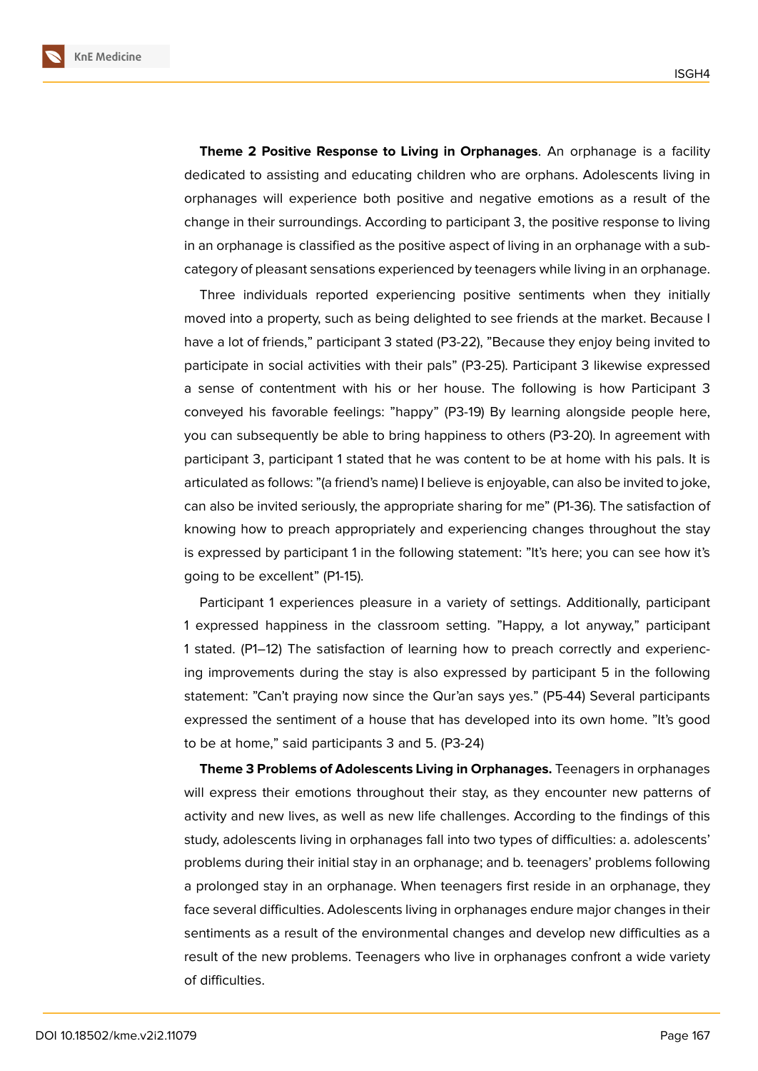**Theme 2 Positive Response to Living in Orphanages**. An orphanage is a facility dedicated to assisting and educating children who are orphans. Adolescents living in orphanages will experience both positive and negative emotions as a result of the change in their surroundings. According to participant 3, the positive response to living in an orphanage is classified as the positive aspect of living in an orphanage with a sub-category of pleasant sensations experienced by teenagers while living in an orphanage.

Three individuals reported experiencing positive sentiments when they initially moved into a property, such as being delighted to see friends at the market. Because I have a lot of friends," participant 3 stated (P3-22), "Because they enjoy being invited to participate in social activities with their pals" (P3-25). Participant 3 likewise expressed a sense of contentment with his or her house. The following is how Participant 3 conveyed his favorable feelings: "happy" (P3-19) By learning alongside people here, you can subsequently be able to bring happiness to others (P3-20). In agreement with participant 3, participant 1 stated that he was content to be at home with his pals. It is articulated as follows: "(a friend's name) I believe is enjoyable, can also be invited to joke, can also be invited seriously, the appropriate sharing for me" (P1-36). The satisfaction of knowing how to preach appropriately and experiencing changes throughout the stay is expressed by participant 1 in the following statement: "It's here; you can see how it's going to be excellent" (P1-15).

Participant 1 experiences pleasure in a variety of settings. Additionally, participant 1 expressed happiness in the classroom setting. "Happy, a lot anyway," participant 1 stated. (P1–12) The satisfaction of learning how to preach correctly and experiencing improvements during the stay is also expressed by participant 5 in the following statement: "Can't praying now since the Qur'an says yes." (P5-44) Several participants expressed the sentiment of a house that has developed into its own home. "It's good to be at home," said participants 3 and 5. (P3-24)

**Theme 3 Problems of Adolescents Living in Orphanages.** Teenagers in orphanages will express their emotions throughout their stay, as they encounter new patterns of activity and new lives, as well as new life challenges. According to the findings of this study, adolescents living in orphanages fall into two types of difficulties: a. adolescents' problems during their initial stay in an orphanage; and b. teenagers' problems following a prolonged stay in an orphanage. When teenagers first reside in an orphanage, they face several difficulties. Adolescents living in orphanages endure major changes in their sentiments as a result of the environmental changes and develop new difficulties as a result of the new problems. Teenagers who live in orphanages confront a wide variety of difficulties.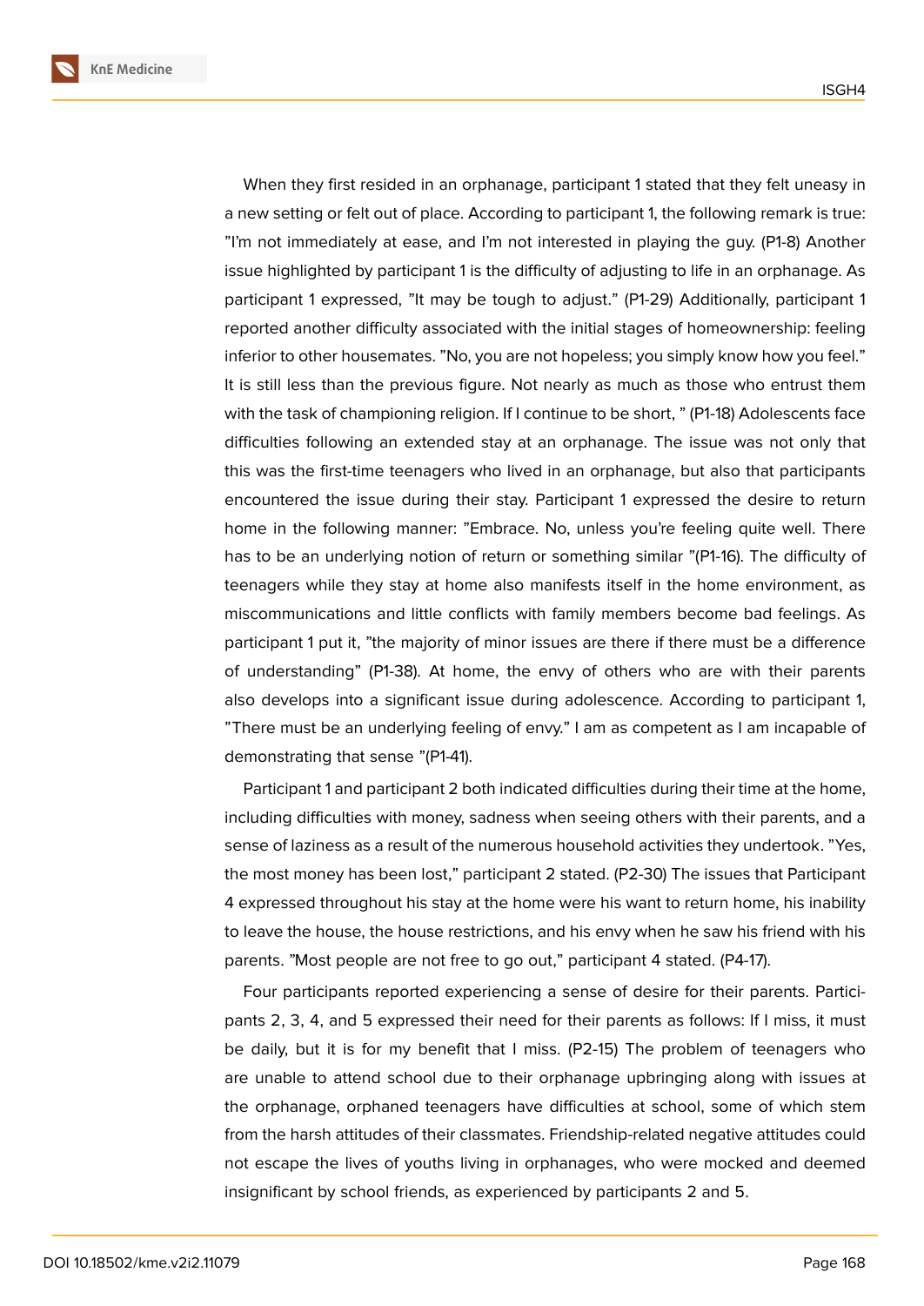When they first resided in an orphanage, participant 1 stated that they felt uneasy in a new setting or felt out of place. According to participant 1, the following remark is true: "I'm not immediately at ease, and I'm not interested in playing the guy. (P1-8) Another issue highlighted by participant 1 is the difficulty of adjusting to life in an orphanage. As participant 1 expressed, "It may be tough to adjust." (P1-29) Additionally, participant 1 reported another difficulty associated with the initial stages of homeownership: feeling inferior to other housemates. "No, you are not hopeless; you simply know how you feel." It is still less than the previous figure. Not nearly as much as those who entrust them with the task of championing religion. If I continue to be short, " (P1-18) Adolescents face difficulties following an extended stay at an orphanage. The issue was not only that this was the first-time teenagers who lived in an orphanage, but also that participants encountered the issue during their stay. Participant 1 expressed the desire to return home in the following manner: "Embrace. No, unless you're feeling quite well. There has to be an underlying notion of return or something similar "(P1-16). The difficulty of teenagers while they stay at home also manifests itself in the home environment, as miscommunications and little conflicts with family members become bad feelings. As participant 1 put it, "the majority of minor issues are there if there must be a difference of understanding" (P1-38). At home, the envy of others who are with their parents also develops into a significant issue during adolescence. According to participant 1, "There must be an underlying feeling of envy." I am as competent as I am incapable of demonstrating that sense "(P1-41).

Participant 1 and participant 2 both indicated difficulties during their time at the home, including difficulties with money, sadness when seeing others with their parents, and a sense of laziness as a result of the numerous household activities they undertook. "Yes, the most money has been lost," participant 2 stated. (P2-30) The issues that Participant 4 expressed throughout his stay at the home were his want to return home, his inability to leave the house, the house restrictions, and his envy when he saw his friend with his parents. "Most people are not free to go out," participant 4 stated. (P4-17).

Four participants reported experiencing a sense of desire for their parents. Participants 2, 3, 4, and 5 expressed their need for their parents as follows: If I miss, it must be daily, but it is for my benefit that I miss. (P2-15) The problem of teenagers who are unable to attend school due to their orphanage upbringing along with issues at the orphanage, orphaned teenagers have difficulties at school, some of which stem from the harsh attitudes of their classmates. Friendship-related negative attitudes could not escape the lives of youths living in orphanages, who were mocked and deemed insignificant by school friends, as experienced by participants 2 and 5.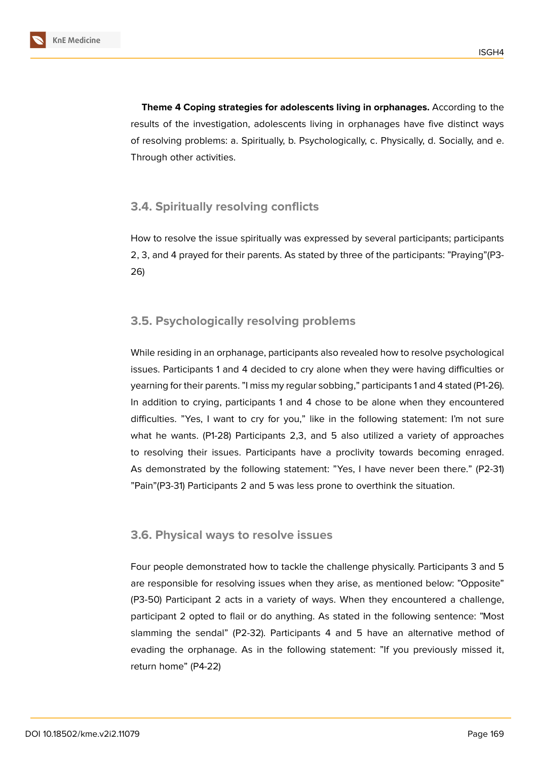**Theme 4 Coping strategies for adolescents living in orphanages.** According to the results of the investigation, adolescents living in orphanages have five distinct ways of resolving problems: a. Spiritually, b. Psychologically, c. Physically, d. Socially, and e. Through other activities.

### 3.4. Spiritually resolving conflicts

How to resolve the issue spiritually was expressed by several participants; participants 2, 3, and 4 prayed for their parents. As stated by three of the participants: "Praying"(P3-26)

### 3.5. Psychologically resolving problems

While residing in an orphanage, participants also revealed how to resolve psychological issues. Participants 1 and 4 decided to cry alone when they were having difficulties or yearning for their parents. "I miss my regular sobbing," participants 1 and 4 stated (P1-26). In addition to crying, participants 1 and 4 chose to be alone when they encountered difficulties. "Yes, I want to cry for you," like in the following statement: I'm not sure what he wants. (P1-28) Participants 2,3, and 5 also utilized a variety of approaches to resolving their issues. Participants have a proclivity towards becoming enraged. As demonstrated by the following statement: "Yes, I have never been there." (P2-31) "Pain"(P3-31) Participants 2 and 5 was less prone to overthink the situation.

### 3.6. Physical ways to resolve issues

Four people demonstrated how to tackle the challenge physically. Participants 3 and 5 are responsible for resolving issues when they arise, as mentioned below: "Opposite" (P3-50) Participant 2 acts in a variety of ways. When they encountered a challenge, participant 2 opted to flail or do anything. As stated in the following sentence: "Most slamming the sendal" (P2-32). Participants 4 and 5 have an alternative method of evading the orphanage. As in the following statement: "If you previously missed it, return home" (P4-22)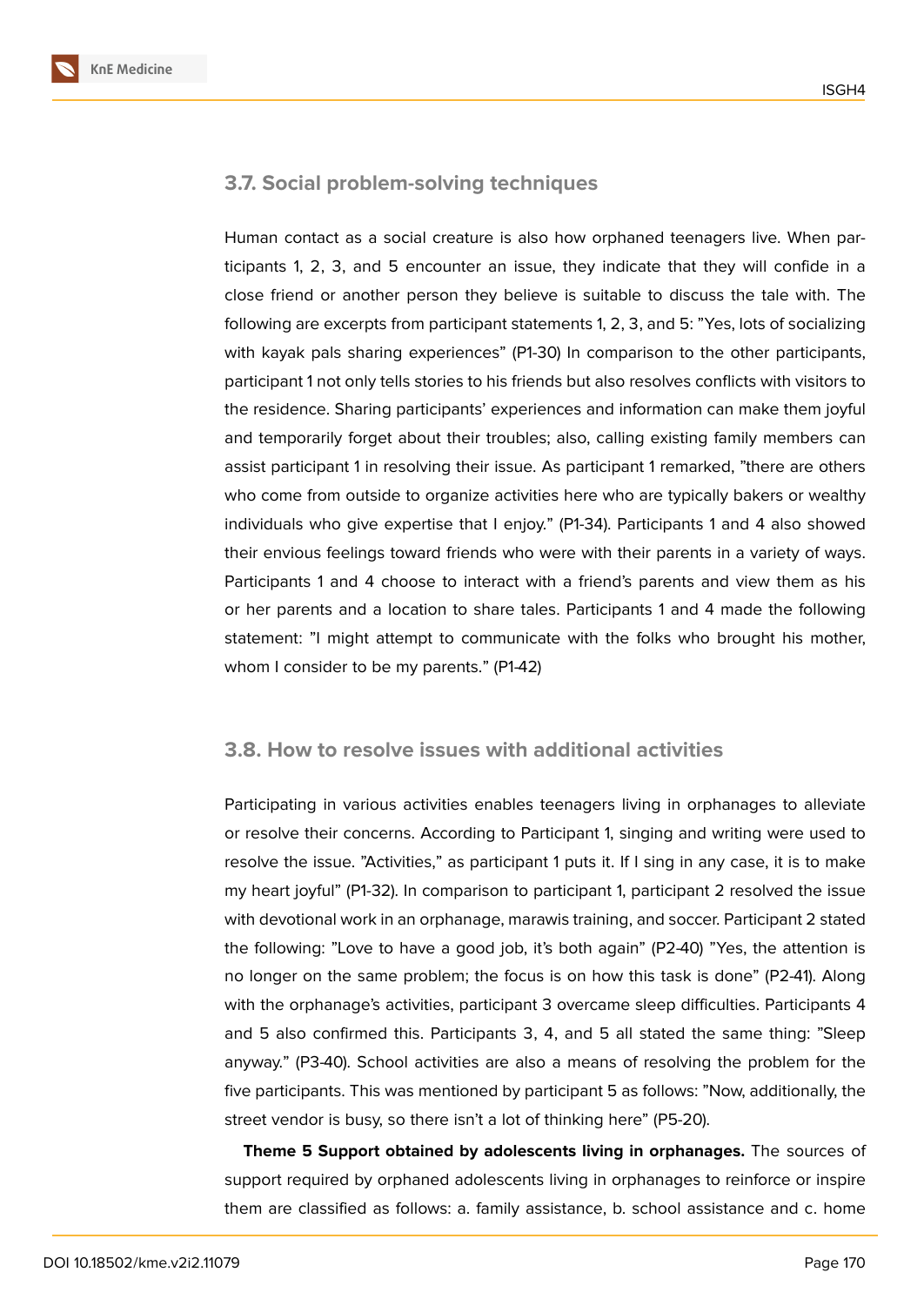### 3.7. Social problem-solving techniques

Human contact as a social creature is also how orphaned teenagers live. When participants 1, 2, 3, and 5 encounter an issue, they indicate that they will confide in a close friend or another person they believe is suitable to discuss the tale with. The following are excerpts from participant statements 1, 2, 3, and 5: "Yes, lots of socializing with kayak pals sharing experiences" (P1-30) In comparison to the other participants, participant 1 not only tells stories to his friends but also resolves conflicts with visitors to the residence. Sharing participants' experiences and information can make them joyful and temporarily forget about their troubles; also, calling existing family members can assist participant 1 in resolving their issue. As participant 1 remarked, "there are others who come from outside to organize activities here who are typically bakers or wealthy individuals who give expertise that I enjoy." (P1-34). Participants 1 and 4 also showed their envious feelings toward friends who were with their parents in a variety of ways. Participants 1 and 4 choose to interact with a friend's parents and view them as his or her parents and a location to share tales. Participants 1 and 4 made the following statement: "I might attempt to communicate with the folks who brought his mother, whom I consider to be my parents." (P1-42)

### 3.8. How to resolve issues with additional activities

Participating in various activities enables teenagers living in orphanages to alleviate or resolve their concerns. According to Participant 1, singing and writing were used to resolve the issue. "Activities," as participant 1 puts it. If I sing in any case, it is to make my heart joyful" (P1-32). In comparison to participant 1, participant 2 resolved the issue with devotional work in an orphanage, marawis training, and soccer. Participant 2 stated the following: "Love to have a good job, it's both again" (P2-40) "Yes, the attention is no longer on the same problem; the focus is on how this task is done" (P2-41). Along with the orphanage's activities, participant 3 overcame sleep difficulties. Participants 4 and 5 also confirmed this. Participants 3, 4, and 5 all stated the same thing: "Sleep anyway." (P3-40). School activities are also a means of resolving the problem for the five participants. This was mentioned by participant 5 as follows: "Now, additionally, the street vendor is busy, so there isn't a lot of thinking here" (P5-20).

**Theme 5 Support obtained by adolescents living in orphanages.** The sources of support required by orphaned adolescents living in orphanages to reinforce or inspire them are classified as follows: a. family assistance, b. school assistance and c. home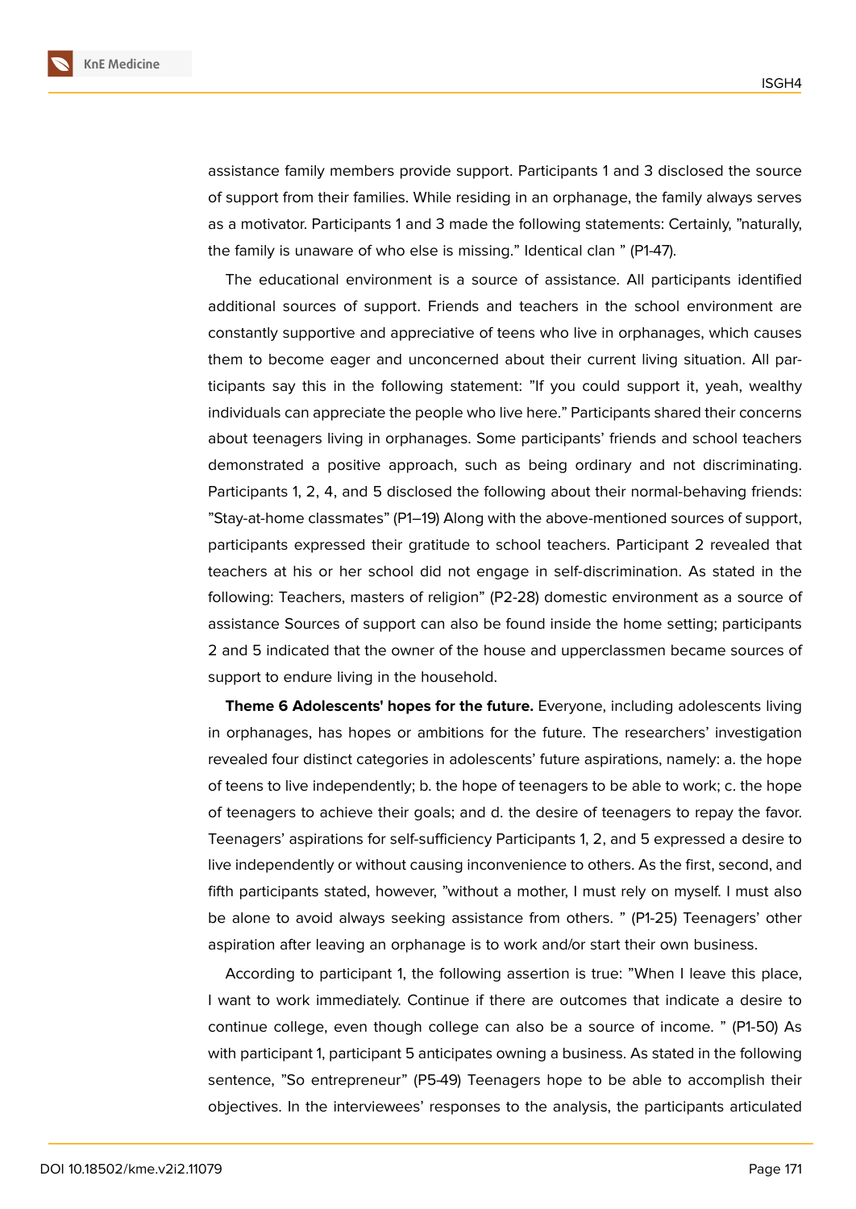assistance family members provide support. Participants 1 and 3 disclosed the source of support from their families. While residing in an orphanage, the family always serves as a motivator. Participants 1 and 3 made the following statements: Certainly, "naturally, the family is unaware of who else is missing." Identical clan " (P1-47).

The educational environment is a source of assistance. All participants identified additional sources of support. Friends and teachers in the school environment are constantly supportive and appreciative of teens who live in orphanages, which causes them to become eager and unconcerned about their current living situation. All participants say this in the following statement: "If you could support it, yeah, wealthy individuals can appreciate the people who live here." Participants shared their concerns about teenagers living in orphanages. Some participants' friends and school teachers demonstrated a positive approach, such as being ordinary and not discriminating. Participants 1, 2, 4, and 5 disclosed the following about their normal-behaving friends: "Stay-at-home classmates" (P1–19) Along with the above-mentioned sources of support, participants expressed their gratitude to school teachers. Participant 2 revealed that teachers at his or her school did not engage in self-discrimination. As stated in the following: Teachers, masters of religion" (P2-28) domestic environment as a source of assistance Sources of support can also be found inside the home setting; participants 2 and 5 indicated that the owner of the house and upperclassmen became sources of support to endure living in the household.

**Theme 6 Adolescents' hopes for the future.** Everyone, including adolescents living in orphanages, has hopes or ambitions for the future. The researchers' investigation revealed four distinct categories in adolescents' future aspirations, namely: a. the hope of teens to live independently; b. the hope of teenagers to be able to work; c. the hope of teenagers to achieve their goals; and d. the desire of teenagers to repay the favor. Teenagers' aspirations for self-sufficiency Participants 1, 2, and 5 expressed a desire to live independently or without causing inconvenience to others. As the first, second, and fifth participants stated, however, "without a mother, I must rely on myself. I must also be alone to avoid always seeking assistance from others. " (P1-25) Teenagers' other aspiration after leaving an orphanage is to work and/or start their own business.

According to participant 1, the following assertion is true: "When I leave this place, I want to work immediately. Continue if there are outcomes that indicate a desire to continue college, even though college can also be a source of income. " (P1-50) As with participant 1, participant 5 anticipates owning a business. As stated in the following sentence, "So entrepreneur" (P5-49) Teenagers hope to be able to accomplish their objectives. In the interviewees' responses to the analysis, the participants articulated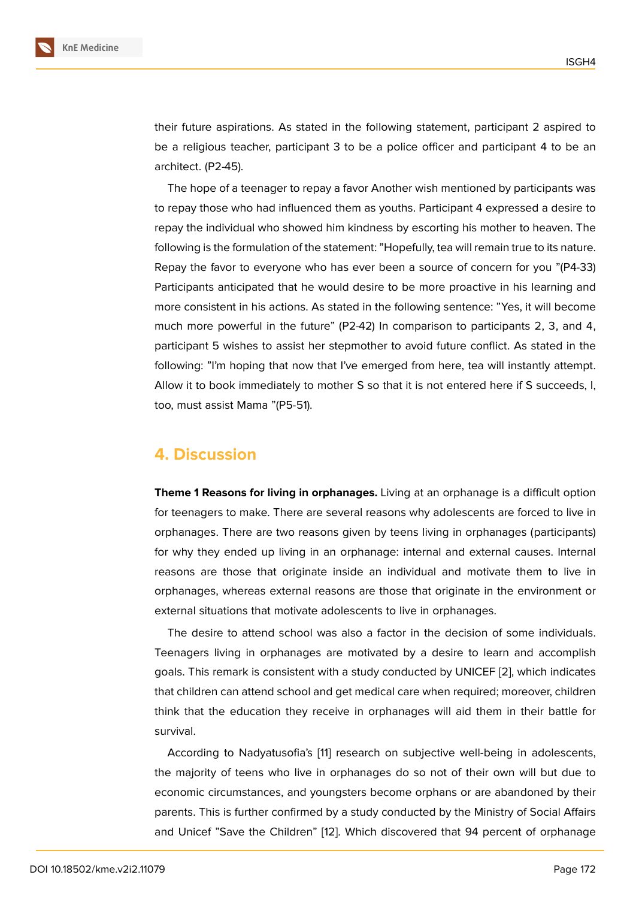their future aspirations. As stated in the following statement, participant 2 aspired to be a religious teacher, participant 3 to be a police officer and participant 4 to be an architect. (P2-45).

The hope of a teenager to repay a favor Another wish mentioned by participants was to repay those who had influenced them as youths. Participant 4 expressed a desire to repay the individual who showed him kindness by escorting his mother to heaven. The following is the formulation of the statement: "Hopefully, tea will remain true to its nature. Repay the favor to everyone who has ever been a source of concern for you "(P4-33) Participants anticipated that he would desire to be more proactive in his learning and more consistent in his actions. As stated in the following sentence: "Yes, it will become much more powerful in the future" (P2-42) In comparison to participants 2, 3, and 4, participant 5 wishes to assist her stepmother to avoid future conflict. As stated in the following: "I'm hoping that now that I've emerged from here, tea will instantly attempt. Allow it to book immediately to mother S so that it is not entered here if S succeeds, I, too, must assist Mama "(P5-51).

## 4. Discussion

**Theme 1 Reasons for living in orphanages.** Living at an orphanage is a difficult option for teenagers to make. There are several reasons why adolescents are forced to live in orphanages. There are two reasons given by teens living in orphanages (participants) for why they ended up living in an orphanage: internal and external causes. Internal reasons are those that originate inside an individual and motivate them to live in orphanages, whereas external reasons are those that originate in the environment or external situations that motivate adolescents to live in orphanages.

The desire to attend school was also a factor in the decision of some individuals. Teenagers living in orphanages are motivated by a desire to learn and accomplish goals. This remark is consistent with a study conducted by UNICEF [2], which indicates that children can attend school and get medical care when required; moreover, children think that the education they receive in orphanages will aid them in their battle for survival.

According to Nadyatusofia's [11] research on subjective well-being in adolescents, the majority of teens who live in orphanages do so not of their own will but due to economic circumstances, and youngsters become orphans or are abandoned by their parents. This is further confirmed by a study conducted by the Ministry of Social Affairs and Unicef "Save the Children" [12]. Which discovered that 94 percent of orphanage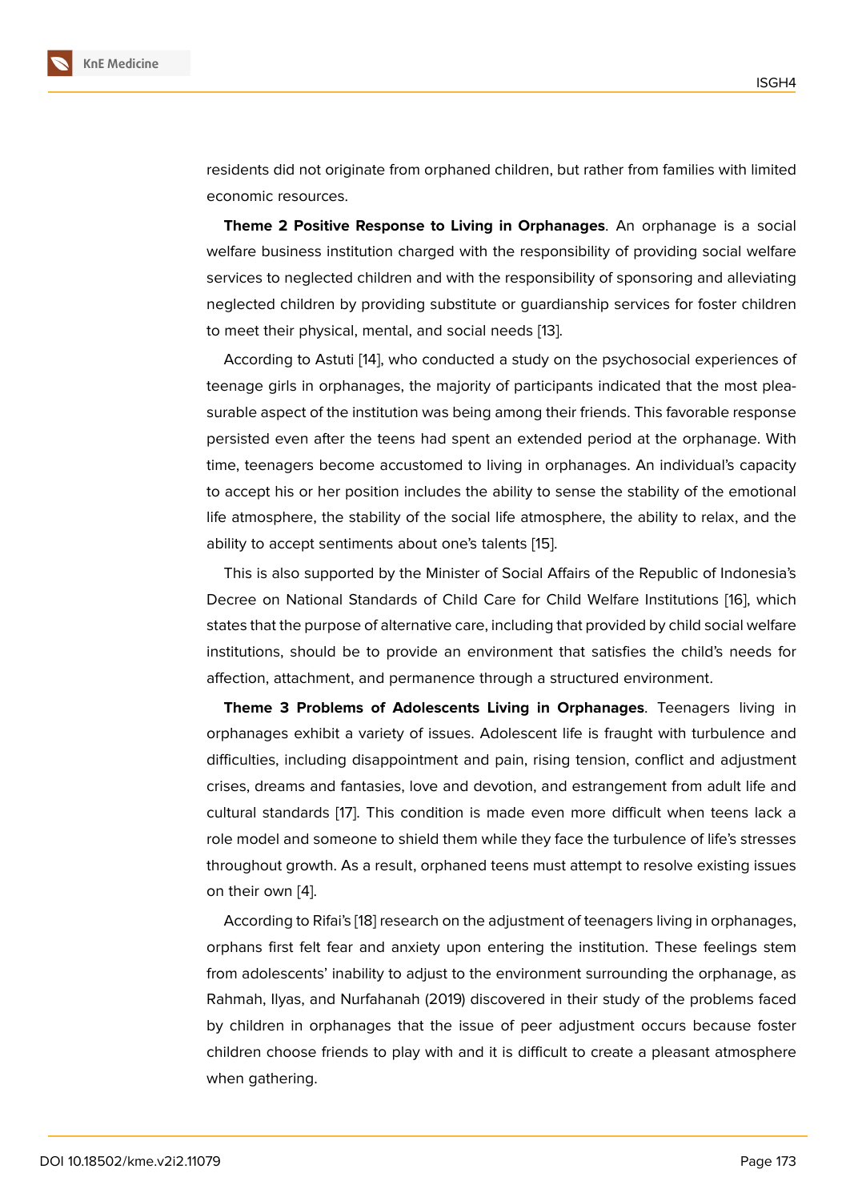residents did not originate from orphaned children, but rather from families with limited economic resources.

**Theme 2 Positive Response to Living in Orphanages**. An orphanage is a social welfare business institution charged with the responsibility of providing social welfare services to neglected children and with the responsibility of sponsoring and alleviating neglected children by providing substitute or guardianship services for foster children to meet their physical, mental, and social needs [13].

According to Astuti [14], who conducted a study on the psychosocial experiences of teenage girls in orphanages, the majority of participants indicated that the most pleasurable aspect of the institution was being among their friends. This favorable response persisted even after the teens had spent an extended period at the orphanage. With time, teenagers become accustomed to living in orphanages. An individual's capacity to accept his or her position includes the ability to sense the stability of the emotional life atmosphere, the stability of the social life atmosphere, the ability to relax, and the ability to accept sentiments about one's talents [15].

This is also supported by the Minister of Social Affairs of the Republic of Indonesia's Decree on National Standards of Child Care for Child Welfare Institutions [16], which states that the purpose of alternative care, including that provided by child social welfare institutions, should be to provide an environment that satisfies the child's needs for affection, attachment, and permanence through a structured environment.

**Theme 3 Problems of Adolescents Living in Orphanages**. Teenagers living in orphanages exhibit a variety of issues. Adolescent life is fraught with turbulence and difficulties, including disappointment and pain, rising tension, conflict and adjustment crises, dreams and fantasies, love and devotion, and estrangement from adult life and cultural standards [17]. This condition is made even more difficult when teens lack a role model and someone to shield them while they face the turbulence of life's stresses throughout growth. As a result, orphaned teens must attempt to resolve existing issues on their own [4].

According to Rifai's [18] research on the adjustment of teenagers living in orphanages, orphans first felt fear and anxiety upon entering the institution. These feelings stem from adolescents' inability to adjust to the environment surrounding the orphanage, as Rahmah, Ilyas, and Nurfahanah (2019) discovered in their study of the problems faced by children in orphanages that the issue of peer adjustment occurs because foster children choose friends to play with and it is difficult to create a pleasant atmosphere when gathering.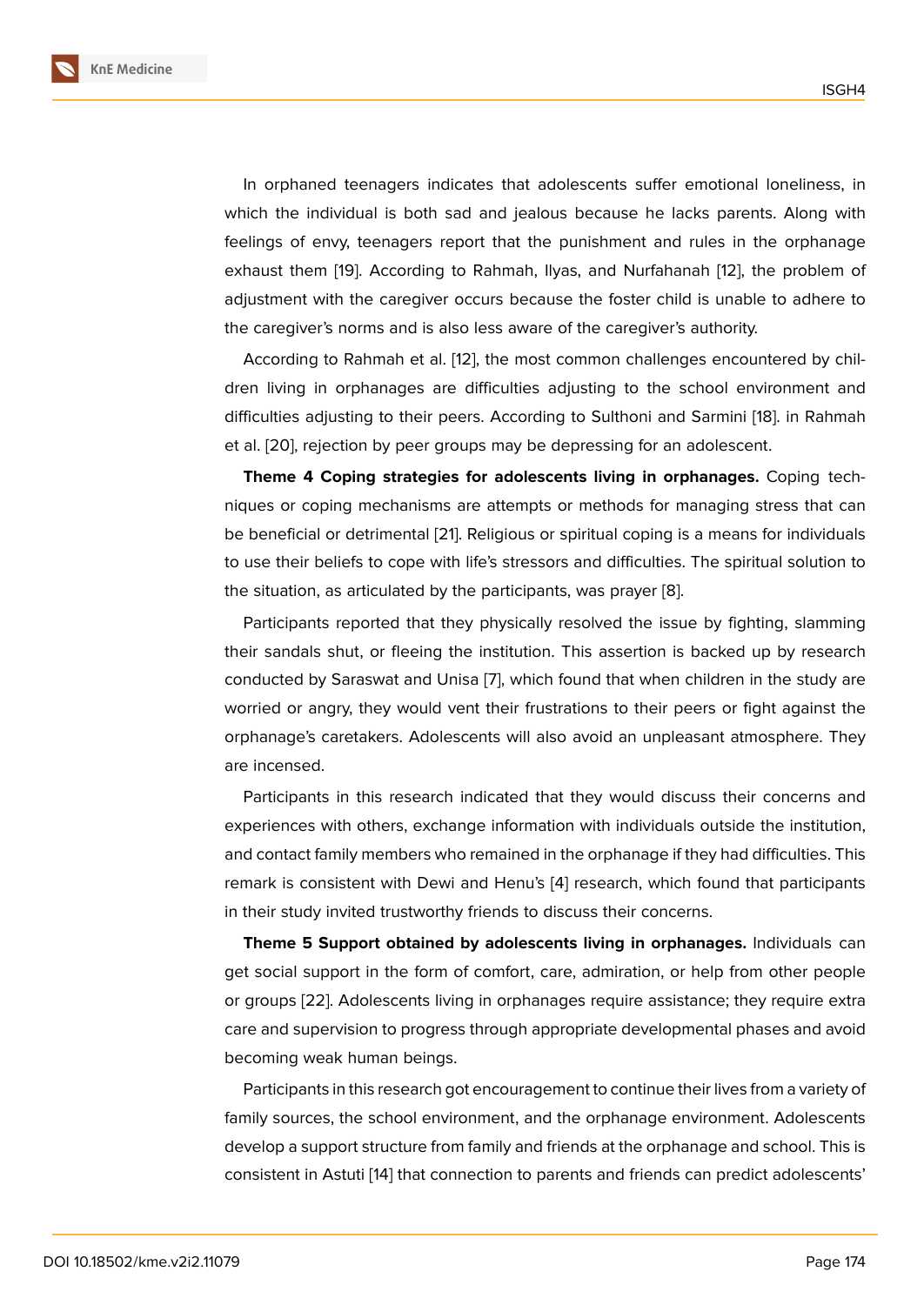In orphaned teenagers indicates that adolescents suffer emotional loneliness, in which the individual is both sad and jealous because he lacks parents. Along with feelings of envy, teenagers report that the punishment and rules in the orphanage exhaust them [19]. According to Rahmah, Ilyas, and Nurfahanah [12], the problem of adjustment with the caregiver occurs because the foster child is unable to adhere to the caregiver's norms and is also less aware of the caregiver's authority.

According to Rahmah et al. [12], the most common challenges encountered by children living in orphanages are difficulties adjusting to the school environment and difficulties adjusting to their peers. According to Sulthoni and Sarmini [18]. in Rahmah et al. [20], rejection by peer groups may be depressing for an adolescent.

**Theme 4 Coping strategies for adolescents living in orphanages.** Coping techniques or coping mechanisms are attempts or methods for managing stress that can be beneficial or detrimental [21]. Religious or spiritual coping is a means for individuals to use their beliefs to cope with life's stressors and difficulties. The spiritual solution to the situation, as articulated by the participants, was prayer [8].

Participants reported that they physically resolved the issue by fighting, slamming their sandals shut, or fleeing the institution. This assertion is backed up by research conducted by Saraswat and Unisa [7], which found that when children in the study are worried or angry, they would vent their frustrations to their peers or fight against the orphanage's caretakers. Adolescents will also avoid an unpleasant atmosphere. They are incensed.

Participants in this research indicated that they would discuss their concerns and experiences with others, exchange information with individuals outside the institution, and contact family members who remained in the orphanage if they had difficulties. This remark is consistent with Dewi and Henu's [4] research, which found that participants in their study invited trustworthy friends to discuss their concerns.

**Theme 5 Support obtained by adolescents living in orphanages.** Individuals can get social support in the form of comfort, care, admiration, or help from other people or groups [22]. Adolescents living in orphanages require assistance; they require extra care and supervision to progress through appropriate developmental phases and avoid becoming weak human beings.

Participants in this research got encouragement to continue their lives from a variety of family sources, the school environment, and the orphanage environment. Adolescents develop a support structure from family and friends at the orphanage and school. This is consistent in Astuti [14] that connection to parents and friends can predict adolescents'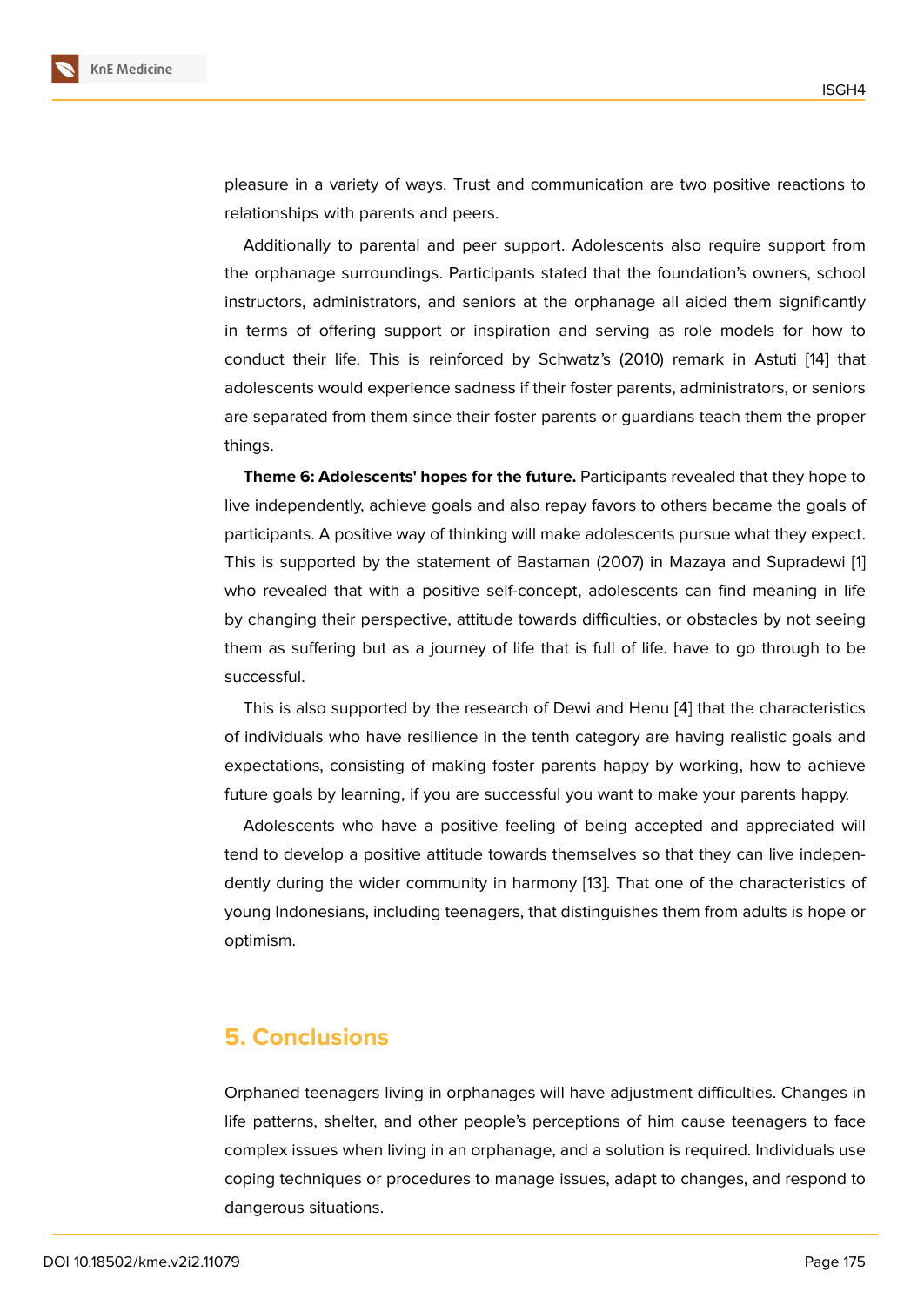pleasure in a variety of ways. Trust and communication are two positive reactions to relationships with parents and peers.

Additionally to parental and peer support. Adolescents also require support from the orphanage surroundings. Participants stated that the foundation's owners, school instructors, administrators, and seniors at the orphanage all aided them significantly in terms of offering support or inspiration and serving as role models for how to conduct their life. This is reinforced by Schwatz's (2010) remark in Astuti [14] that adolescents would experience sadness if their foster parents, administrators, or seniors are separated from them since their foster parents or guardians teach them the proper things.

**Theme 6: Adolescents' hopes for the future.** Participants revealed that they hope to live independently, achieve goals and also repay favors to others became the goals of participants. A positive way of thinking will make adolescents pursue what they expect. This is supported by the statement of Bastaman (2007) in Mazaya and Supradewi [1] who revealed that with a positive self-concept, adolescents can find meaning in life by changing their perspective, attitude towards difficulties, or obstacles by not seeing them as suffering but as a journey of life that is full of life. have to go through to be successful.

This is also supported by the research of Dewi and Henu [4] that the characteristics of individuals who have resilience in the tenth category are having realistic goals and expectations, consisting of making foster parents happy by working, how to achieve future goals by learning, if you are successful you want to make your parents happy.

Adolescents who have a positive feeling of being accepted and appreciated will tend to develop a positive attitude towards themselves so that they can live independently during the wider community in harmony [13]. That one of the characteristics of young Indonesians, including teenagers, that distinguishes them from adults is hope or optimism.

## 5. Conclusions

Orphaned teenagers living in orphanages will have adjustment difficulties. Changes in life patterns, shelter, and other people's perceptions of him cause teenagers to face complex issues when living in an orphanage, and a solution is required. Individuals use coping techniques or procedures to manage issues, adapt to changes, and respond to dangerous situations.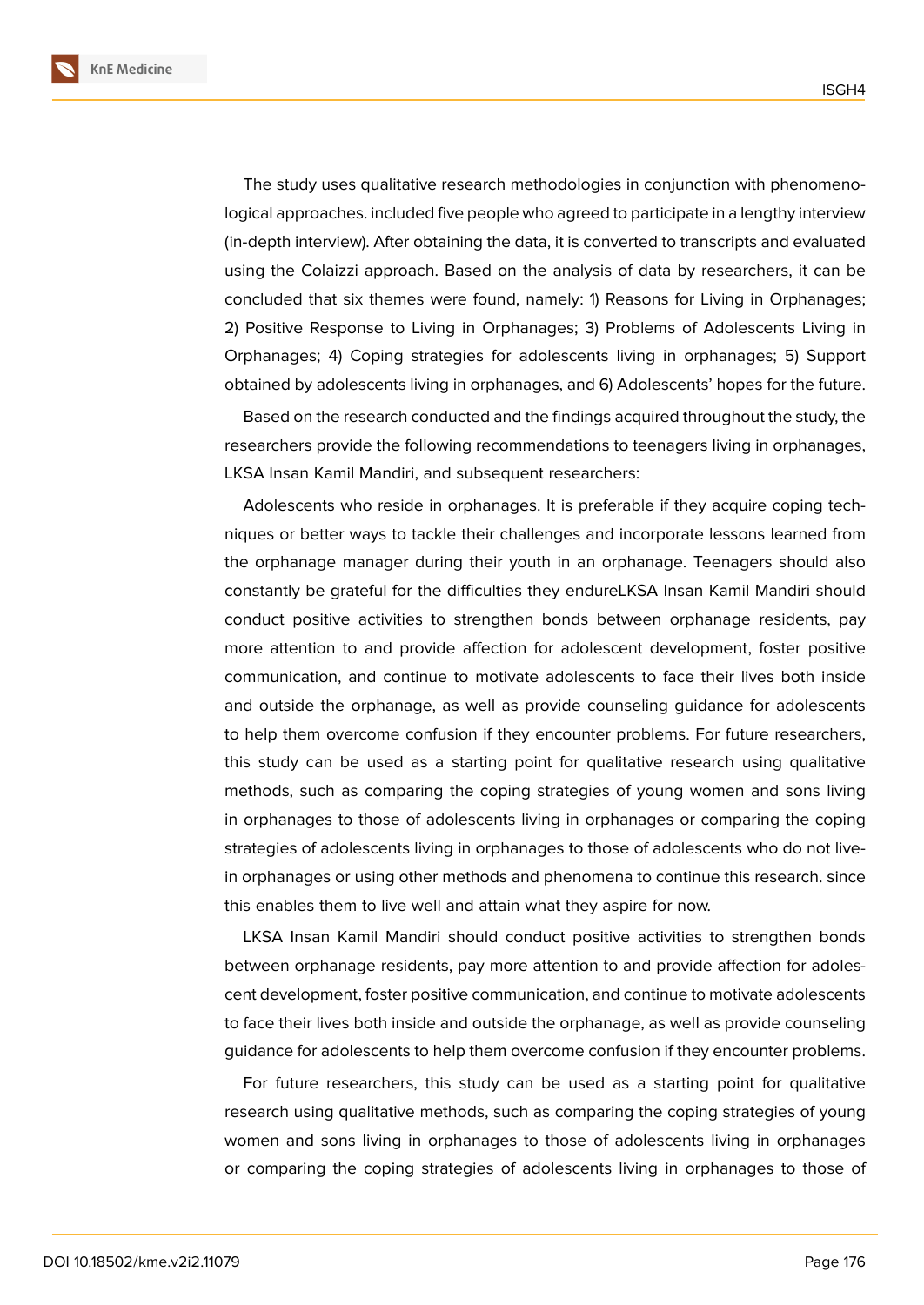The study uses qualitative research methodologies in conjunction with phenomenological approaches. included five people who agreed to participate in a lengthy interview (in-depth interview). After obtaining the data, it is converted to transcripts and evaluated using the Colaizzi approach. Based on the analysis of data by researchers, it can be concluded that six themes were found, namely: 1) Reasons for Living in Orphanages; 2) Positive Response to Living in Orphanages; 3) Problems of Adolescents Living in Orphanages; 4) Coping strategies for adolescents living in orphanages; 5) Support obtained by adolescents living in orphanages, and 6) Adolescents' hopes for the future.

Based on the research conducted and the findings acquired throughout the study, the researchers provide the following recommendations to teenagers living in orphanages, LKSA Insan Kamil Mandiri, and subsequent researchers:

Adolescents who reside in orphanages. It is preferable if they acquire coping techniques or better ways to tackle their challenges and incorporate lessons learned from the orphanage manager during their youth in an orphanage. Teenagers should also constantly be grateful for the difficulties they endureLKSA Insan Kamil Mandiri should conduct positive activities to strengthen bonds between orphanage residents, pay more attention to and provide affection for adolescent development, foster positive communication, and continue to motivate adolescents to face their lives both inside and outside the orphanage, as well as provide counseling guidance for adolescents to help them overcome confusion if they encounter problems. For future researchers, this study can be used as a starting point for qualitative research using qualitative methods, such as comparing the coping strategies of young women and sons living in orphanages to those of adolescents living in orphanages or comparing the coping strategies of adolescents living in orphanages to those of adolescents who do not live-in orphanages or using other methods and phenomena to continue this research. since this enables them to live well and attain what they aspire for now.

LKSA Insan Kamil Mandiri should conduct positive activities to strengthen bonds between orphanage residents, pay more attention to and provide affection for adolescent development, foster positive communication, and continue to motivate adolescents to face their lives both inside and outside the orphanage, as well as provide counseling guidance for adolescents to help them overcome confusion if they encounter problems.

For future researchers, this study can be used as a starting point for qualitative research using qualitative methods, such as comparing the coping strategies of young women and sons living in orphanages to those of adolescents living in orphanages or comparing the coping strategies of adolescents living in orphanages to those of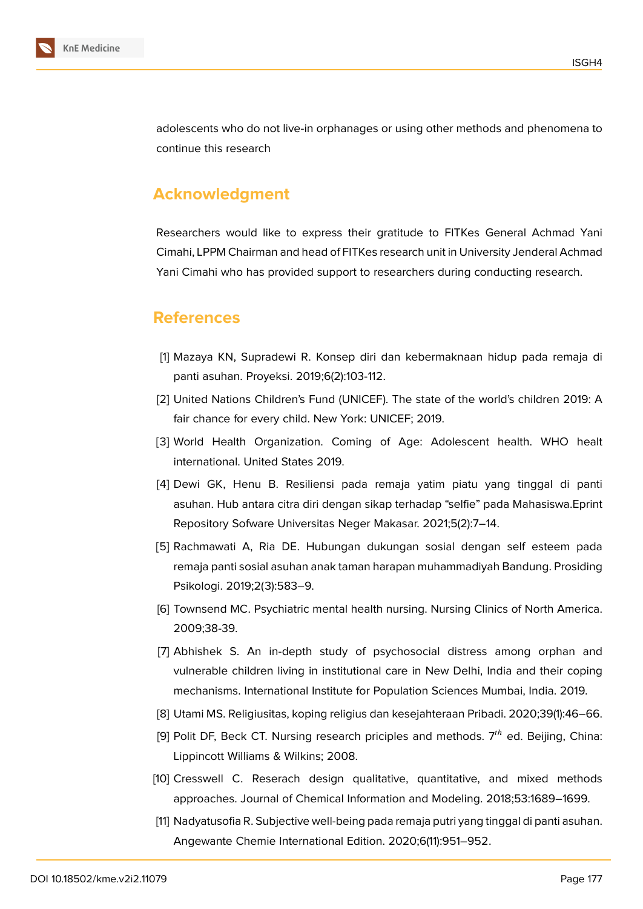adolescents who do not live-in orphanages or using other methods and phenomena to continue this research

## Acknowledgment

Researchers would like to express their gratitude to FITKes General Achmad Yani Cimahi, LPPM Chairman and head of FITKes research unit in University Jenderal Achmad Yani Cimahi who has provided support to researchers during conducting research.

## References

[1] Mazaya KN, Supradewi R. Konsep diri dan kebermaknaan hidup pada remaja di panti asuhan. Proyeksi. 2019;6(2):103-112.

[2] United Nations Children's Fund (UNICEF). The state of the world's children 2019: A fair chance for every child. New York: UNICEF; 2019.

[3] World Health Organization. Coming of Age: Adolescent health. WHO healt international. United States 2019.

[4] Dewi GK, Henu B. Resiliensi pada remaja yatim piatu yang tinggal di panti asuhan. Hub antara citra diri dengan sikap terhadap "selfie" pada Mahasiswa.Eprint Repository Sofware Universitas Neger Makasar. 2021;5(2):7–14.

[5] Rachmawati A, Ria DE. Hubungan dukungan sosial dengan self esteem pada remaja panti sosial asuhan anak taman harapan muhammadiyah Bandung. Prosiding Psikologi. 2019;2(3):583–9.

[6] Townsend MC. Psychiatric mental health nursing. Nursing Clinics of North America. 2009;38-39.

[7] Abhishek S. An in-depth study of psychosocial distress among orphan and vulnerable children living in institutional care in New Delhi, India and their coping mechanisms. International Institute for Population Sciences Mumbai, India. 2019.

[8] Utami MS. Religiusitas, koping religius dan kesejahteraan Pribadi. 2020;39(1):46–66.

[9] Polit DF, Beck CT. Nursing research priciples and methods. 7$^{th}$ ed. Beijing, China: Lippincott Williams & Wilkins; 2008.

[10] Cresswell C. Reserach design qualitative, quantitative, and mixed methods approaches. Journal of Chemical Information and Modeling. 2018;53:1689–1699.

[11] Nadyatusofia R. Subjective well-being pada remaja putri yang tinggal di panti asuhan. Angewante Chemie International Edition. 2020;6(11):951–952.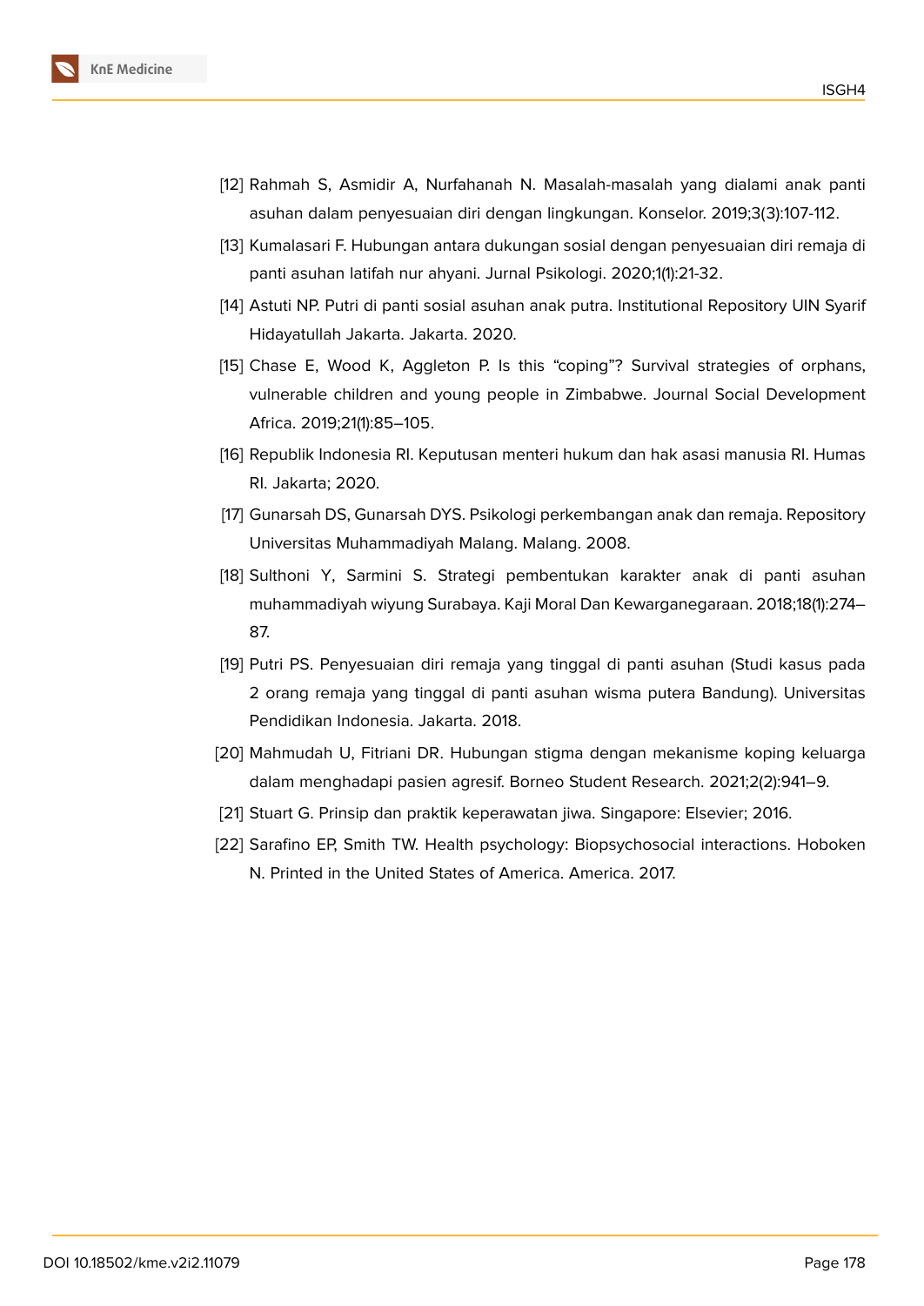[12] Rahmah S, Asmidir A, Nurfahanah N. Masalah-masalah yang dialami anak panti asuhan dalam penyesuaian diri dengan lingkungan. Konselor. 2019;3(3):107-112.

[13] Kumalasari F. Hubungan antara dukungan sosial dengan penyesuaian diri remaja di panti asuhan latifah nur ahyani. Jurnal Psikologi. 2020;1(1):21-32.

[14] Astuti NP. Putri di panti sosial asuhan anak putra. Institutional Repository UIN Syarif Hidayatullah Jakarta. Jakarta. 2020.

[15] Chase E, Wood K, Aggleton P. Is this "coping"? Survival strategies of orphans, vulnerable children and young people in Zimbabwe. Journal Social Development Africa. 2019;21(1):85–105.

[16] Republik Indonesia RI. Keputusan menteri hukum dan hak asasi manusia RI. Humas RI. Jakarta; 2020.

[17] Gunarsah DS, Gunarsah DYS. Psikologi perkembangan anak dan remaja. Repository Universitas Muhammadiyah Malang. Malang. 2008.

[18] Sulthoni Y, Sarmini S. Strategi pembentukan karakter anak di panti asuhan muhammadiyah wiyung Surabaya. Kaji Moral Dan Kewarganegaraan. 2018;18(1):274–87.

[19] Putri PS. Penyesuaian diri remaja yang tinggal di panti asuhan (Studi kasus pada 2 orang remaja yang tinggal di panti asuhan wisma putera Bandung). Universitas Pendidikan Indonesia. Jakarta. 2018.

[20] Mahmudah U, Fitriani DR. Hubungan stigma dengan mekanisme koping keluarga dalam menghadapi pasien agresif. Borneo Student Research. 2021;2(2):941–9.

[21] Stuart G. Prinsip dan praktik keperawatan jiwa. Singapore: Elsevier; 2016.

[22] Sarafino EP, Smith TW. Health psychology: Biopsychosocial interactions. Hoboken N. Printed in the United States of America. America. 2017.